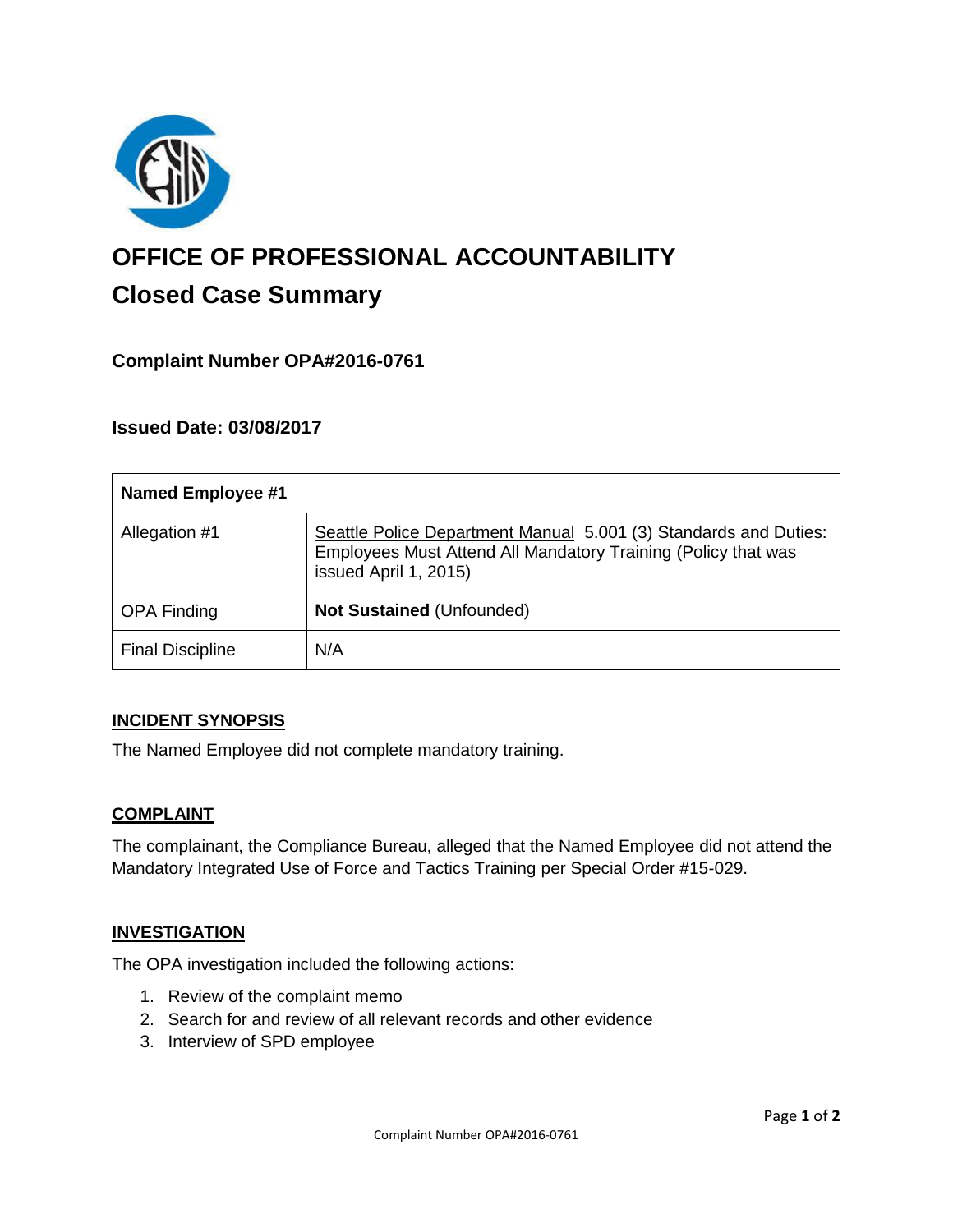# OFFICE OF PROFESSIONAL ACCOUNTABILITY

## Closed Case Summary

### Complaint Number OPA#2016-0761

### Issued Date: 03/08/2017

| **Named Employee #1** | |
|---|---|
| Allegation #1 | Seattle Police Department Manual 5.001 (3) Standards and Duties: Employees Must Attend All Mandatory Training (Policy that was issued April 1, 2015) |
| OPA Finding | **Not Sustained** (Unfounded) |
| Final Discipline | N/A |

**INCIDENT SYNOPSIS**

The Named Employee did not complete mandatory training.

**COMPLAINT**

The complainant, the Compliance Bureau, alleged that the Named Employee did not attend the Mandatory Integrated Use of Force and Tactics Training per Special Order #15-029.

**INVESTIGATION**

The OPA investigation included the following actions:

1. Review of the complaint memo
2. Search for and review of all relevant records and other evidence
3. Interview of SPD employee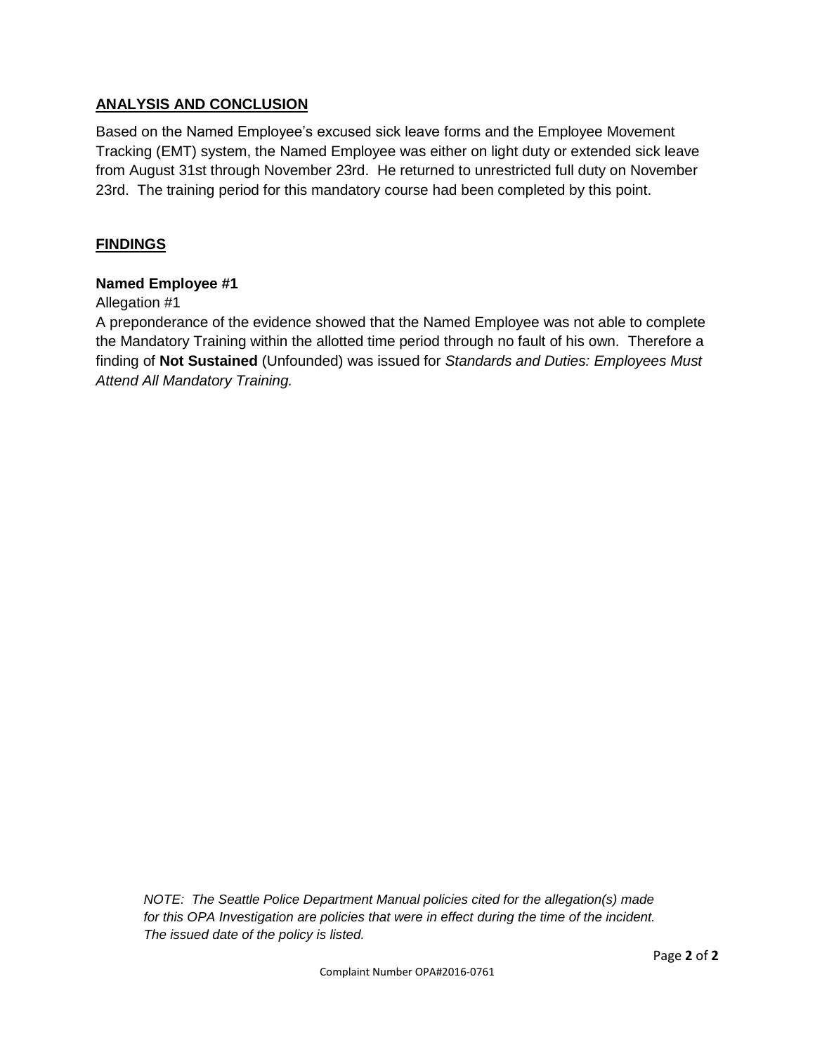## ANALYSIS AND CONCLUSION

Based on the Named Employee's excused sick leave forms and the Employee Movement Tracking (EMT) system, the Named Employee was either on light duty or extended sick leave from August 31st through November 23rd. He returned to unrestricted full duty on November 23rd. The training period for this mandatory course had been completed by this point.

## FINDINGS

### Named Employee #1

Allegation #1

A preponderance of the evidence showed that the Named Employee was not able to complete the Mandatory Training within the allotted time period through no fault of his own. Therefore a finding of **Not Sustained** (Unfounded) was issued for *Standards and Duties: Employees Must Attend All Mandatory Training.*

*NOTE: The Seattle Police Department Manual policies cited for the allegation(s) made for this OPA Investigation are policies that were in effect during the time of the incident. The issued date of the policy is listed.*

Complaint Number OPA#2016-0761